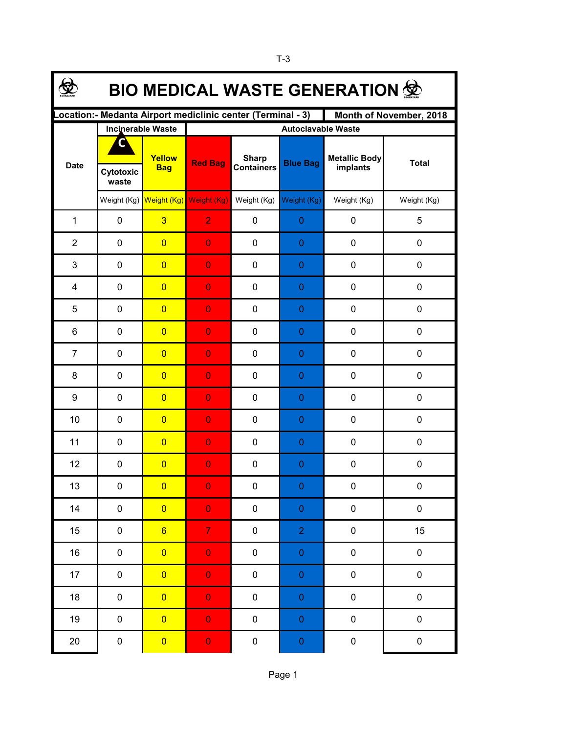T-3

# BIO MEDICAL WASTE GENERATION

| Location:- Medanta Airport mediclinic center (Terminal - 3) | | | | | | | Month of November, 2018 |
|---|---|---|---|---|---|---|---|
| Date | Incinerable Waste | | Autoclavable Waste | | | | |
| | Cytotoxic waste | Yellow Bag | Red Bag | Sharp Containers | Blue Bag | Metallic Body implants | Total |
| | Weight (Kg) | Weight (Kg) | Weight (Kg) | Weight (Kg) | Weight (Kg) | Weight (Kg) | Weight (Kg) |
| 1 | 0 | 3 | 2 | 0 | 0 | 0 | 5 |
| 2 | 0 | 0 | 0 | 0 | 0 | 0 | 0 |
| 3 | 0 | 0 | 0 | 0 | 0 | 0 | 0 |
| 4 | 0 | 0 | 0 | 0 | 0 | 0 | 0 |
| 5 | 0 | 0 | 0 | 0 | 0 | 0 | 0 |
| 6 | 0 | 0 | 0 | 0 | 0 | 0 | 0 |
| 7 | 0 | 0 | 0 | 0 | 0 | 0 | 0 |
| 8 | 0 | 0 | 0 | 0 | 0 | 0 | 0 |
| 9 | 0 | 0 | 0 | 0 | 0 | 0 | 0 |
| 10 | 0 | 0 | 0 | 0 | 0 | 0 | 0 |
| 11 | 0 | 0 | 0 | 0 | 0 | 0 | 0 |
| 12 | 0 | 0 | 0 | 0 | 0 | 0 | 0 |
| 13 | 0 | 0 | 0 | 0 | 0 | 0 | 0 |
| 14 | 0 | 0 | 0 | 0 | 0 | 0 | 0 |
| 15 | 0 | 6 | 7 | 0 | 2 | 0 | 15 |
| 16 | 0 | 0 | 0 | 0 | 0 | 0 | 0 |
| 17 | 0 | 0 | 0 | 0 | 0 | 0 | 0 |
| 18 | 0 | 0 | 0 | 0 | 0 | 0 | 0 |
| 19 | 0 | 0 | 0 | 0 | 0 | 0 | 0 |
| 20 | 0 | 0 | 0 | 0 | 0 | 0 | 0 |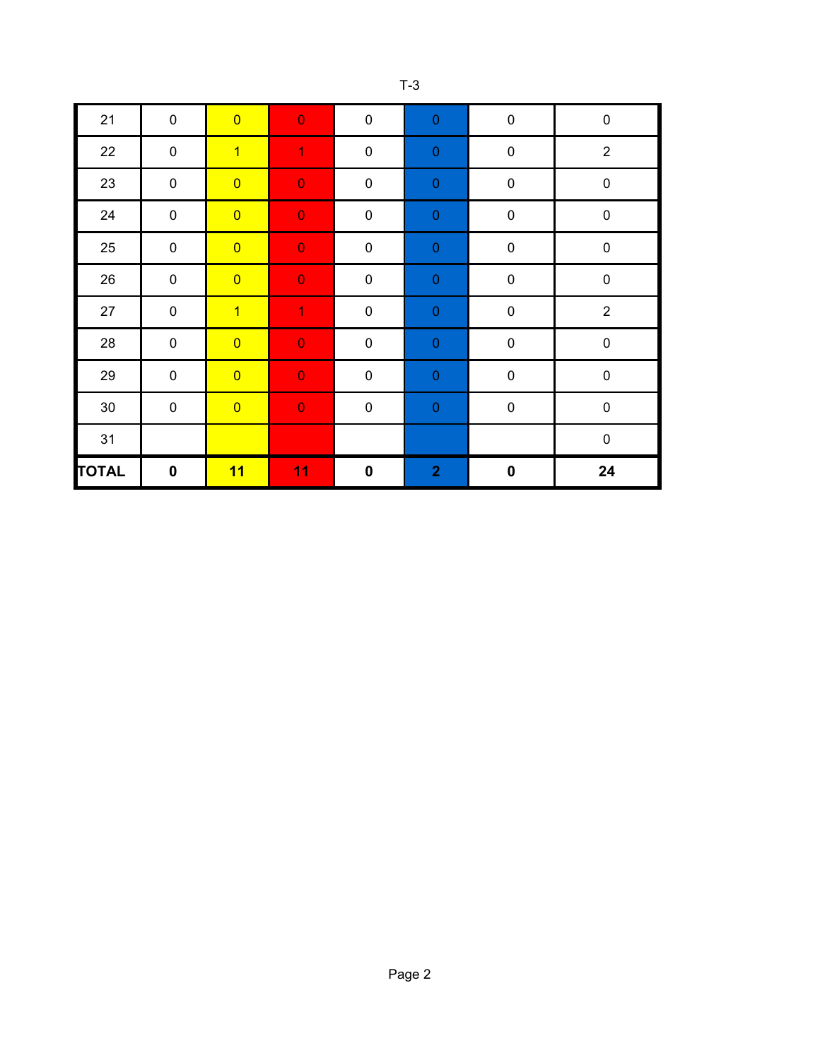T-3

| | | | | | | | |
|---|---|---|---|---|---|---|---|
| 21 | 0 | 0 | 0 | 0 | 0 | 0 | 0 |
| 22 | 0 | 1 | 1 | 0 | 0 | 0 | 2 |
| 23 | 0 | 0 | 0 | 0 | 0 | 0 | 0 |
| 24 | 0 | 0 | 0 | 0 | 0 | 0 | 0 |
| 25 | 0 | 0 | 0 | 0 | 0 | 0 | 0 |
| 26 | 0 | 0 | 0 | 0 | 0 | 0 | 0 |
| 27 | 0 | 1 | 1 | 0 | 0 | 0 | 2 |
| 28 | 0 | 0 | 0 | 0 | 0 | 0 | 0 |
| 29 | 0 | 0 | 0 | 0 | 0 | 0 | 0 |
| 30 | 0 | 0 | 0 | 0 | 0 | 0 | 0 |
| 31 | | | | | | | 0 |
| **TOTAL** | **0** | **11** | **11** | **0** | **2** | **0** | **24** |